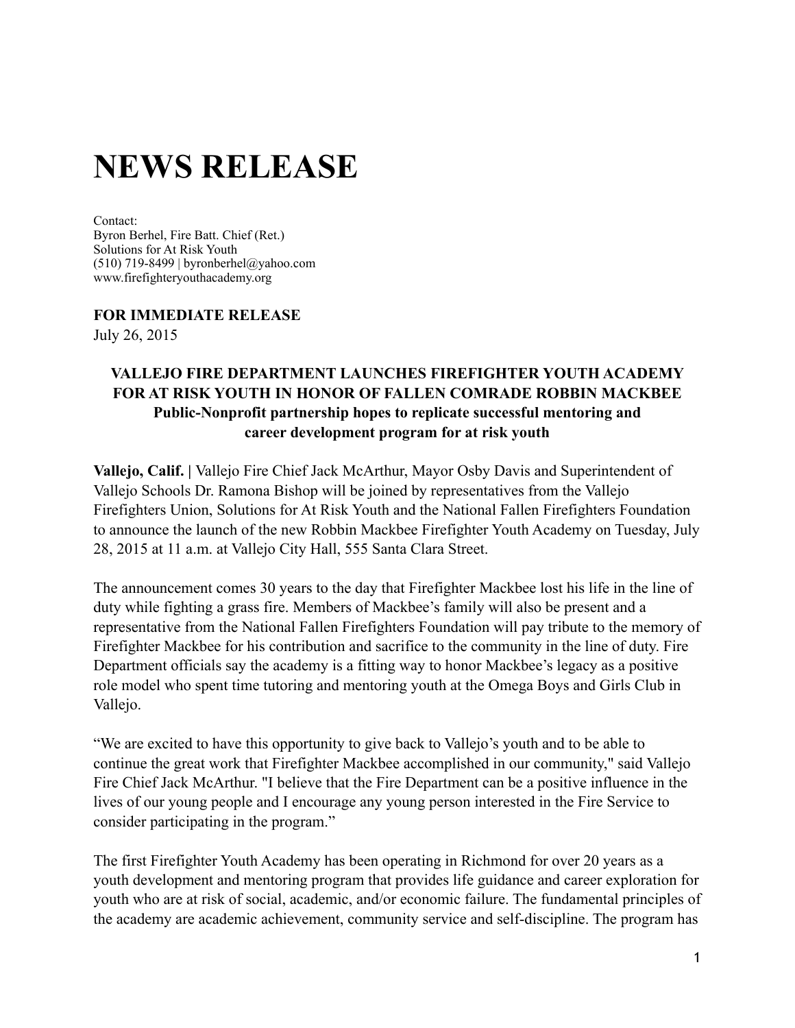# NEWS RELEASE

Contact:
Byron Berhel, Fire Batt. Chief (Ret.)
Solutions for At Risk Youth
(510) 719-8499 | byronberhel@yahoo.com
www.firefighteryouthacademy.org

**FOR IMMEDIATE RELEASE**
July 26, 2015

**VALLEJO FIRE DEPARTMENT LAUNCHES FIREFIGHTER YOUTH ACADEMY FOR AT RISK YOUTH IN HONOR OF FALLEN COMRADE ROBBIN MACKBEE**
**Public-Nonprofit partnership hopes to replicate successful mentoring and career development program for at risk youth**

**Vallejo, Calif. |** Vallejo Fire Chief Jack McArthur, Mayor Osby Davis and Superintendent of Vallejo Schools Dr. Ramona Bishop will be joined by representatives from the Vallejo Firefighters Union, Solutions for At Risk Youth and the National Fallen Firefighters Foundation to announce the launch of the new Robbin Mackbee Firefighter Youth Academy on Tuesday, July 28, 2015 at 11 a.m. at Vallejo City Hall, 555 Santa Clara Street.

The announcement comes 30 years to the day that Firefighter Mackbee lost his life in the line of duty while fighting a grass fire. Members of Mackbee's family will also be present and a representative from the National Fallen Firefighters Foundation will pay tribute to the memory of Firefighter Mackbee for his contribution and sacrifice to the community in the line of duty. Fire Department officials say the academy is a fitting way to honor Mackbee's legacy as a positive role model who spent time tutoring and mentoring youth at the Omega Boys and Girls Club in Vallejo.

"We are excited to have this opportunity to give back to Vallejo's youth and to be able to continue the great work that Firefighter Mackbee accomplished in our community," said Vallejo Fire Chief Jack McArthur. "I believe that the Fire Department can be a positive influence in the lives of our young people and I encourage any young person interested in the Fire Service to consider participating in the program."

The first Firefighter Youth Academy has been operating in Richmond for over 20 years as a youth development and mentoring program that provides life guidance and career exploration for youth who are at risk of social, academic, and/or economic failure. The fundamental principles of the academy are academic achievement, community service and self-discipline. The program has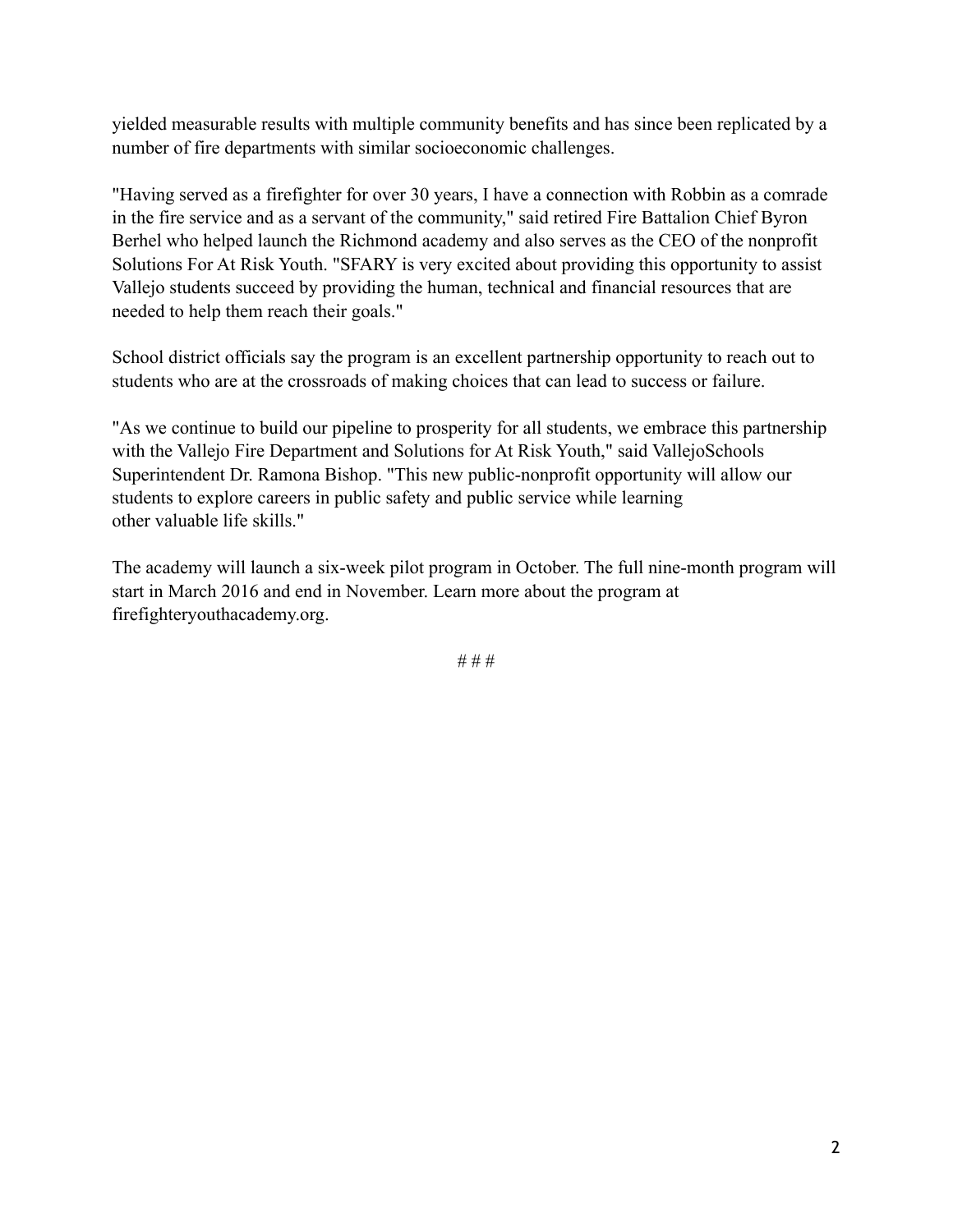yielded measurable results with multiple community benefits and has since been replicated by a number of fire departments with similar socioeconomic challenges.

"Having served as a firefighter for over 30 years, I have a connection with Robbin as a comrade in the fire service and as a servant of the community," said retired Fire Battalion Chief Byron Berhel who helped launch the Richmond academy and also serves as the CEO of the nonprofit Solutions For At Risk Youth. "SFARY is very excited about providing this opportunity to assist Vallejo students succeed by providing the human, technical and financial resources that are needed to help them reach their goals."

School district officials say the program is an excellent partnership opportunity to reach out to students who are at the crossroads of making choices that can lead to success or failure.

"As we continue to build our pipeline to prosperity for all students, we embrace this partnership with the Vallejo Fire Department and Solutions for At Risk Youth," said VallejoSchools Superintendent Dr. Ramona Bishop. "This new public-nonprofit opportunity will allow our students to explore careers in public safety and public service while learning other valuable life skills."

The academy will launch a six-week pilot program in October. The full nine-month program will start in March 2016 and end in November. Learn more about the program at firefighteryouthacademy.org.

# # #